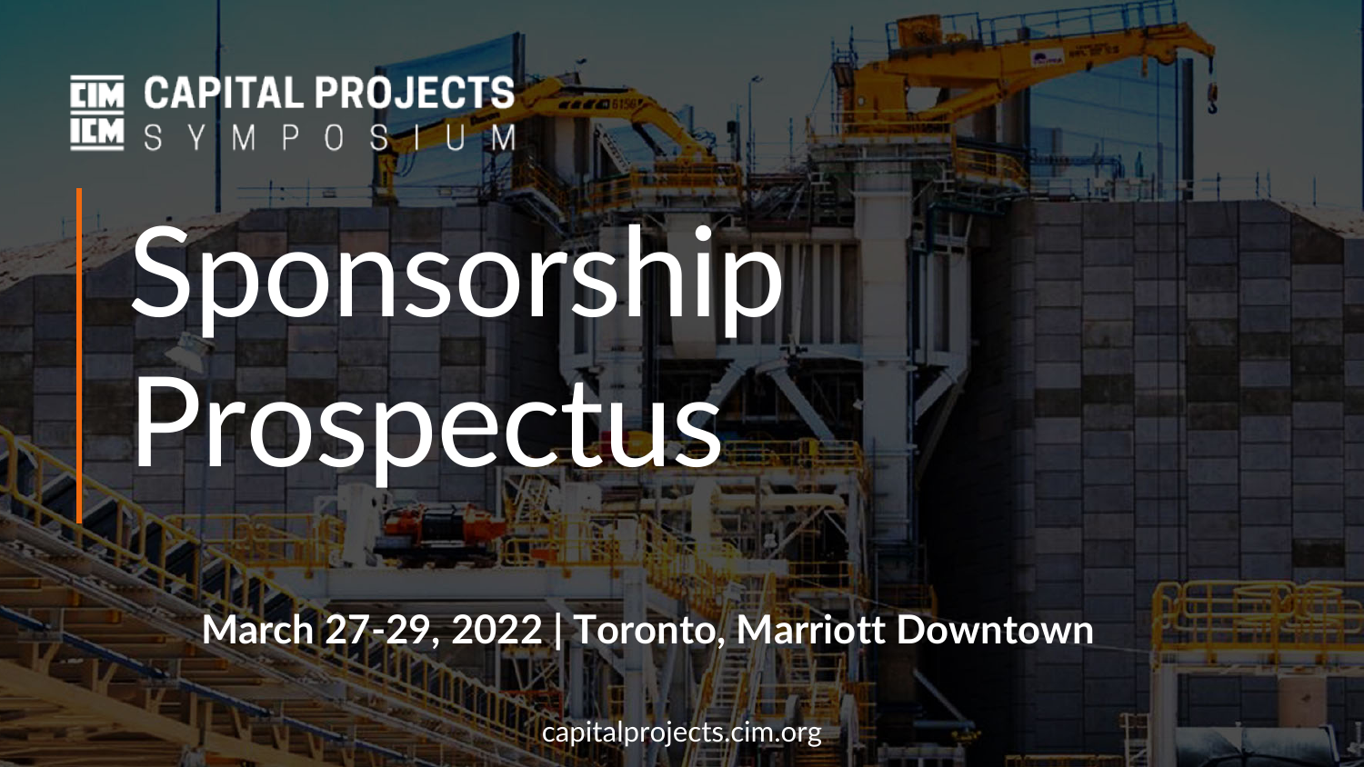CIM ICM CAPITAL PROJECTS SYMPOSIUM

# Sponsorship Prospectus

**March 27-29, 2022 | Toronto, Marriott Downtown**

capitalprojects.cim.org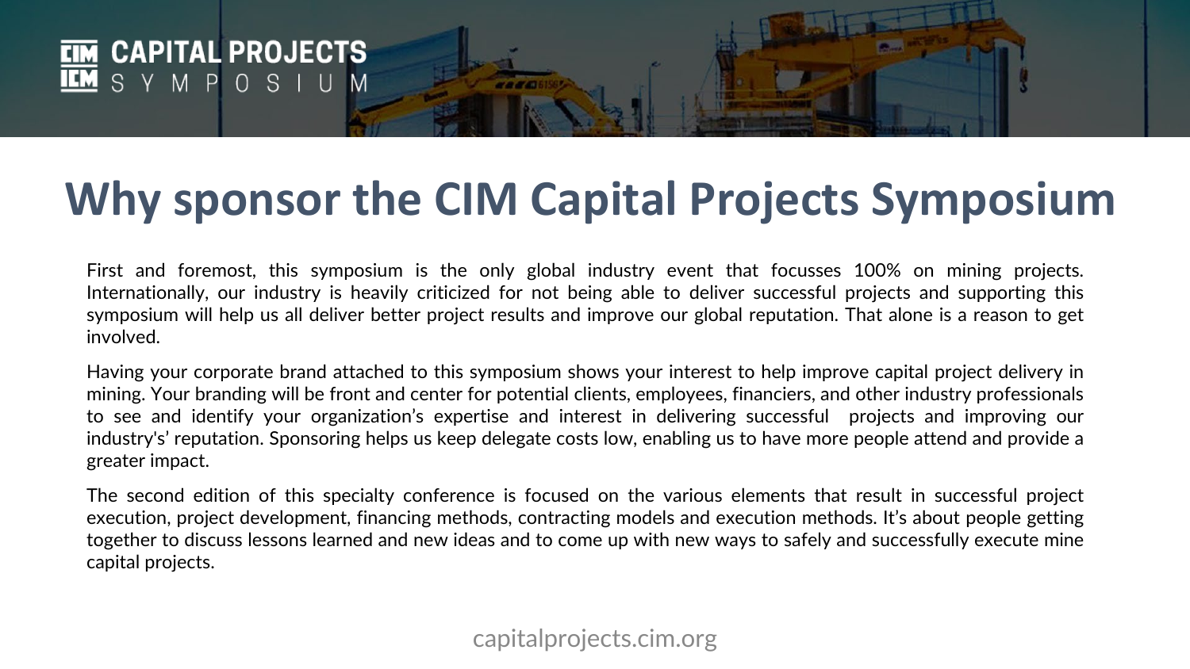# Why sponsor the CIM Capital Projects Symposium

First and foremost, this symposium is the only global industry event that focusses 100% on mining projects. Internationally, our industry is heavily criticized for not being able to deliver successful projects and supporting this symposium will help us all deliver better project results and improve our global reputation. That alone is a reason to get involved.

Having your corporate brand attached to this symposium shows your interest to help improve capital project delivery in mining. Your branding will be front and center for potential clients, employees, financiers, and other industry professionals to see and identify your organization's expertise and interest in delivering successful projects and improving our industry's' reputation. Sponsoring helps us keep delegate costs low, enabling us to have more people attend and provide a greater impact.

The second edition of this specialty conference is focused on the various elements that result in successful project execution, project development, financing methods, contracting models and execution methods. It's about people getting together to discuss lessons learned and new ideas and to come up with new ways to safely and successfully execute mine capital projects.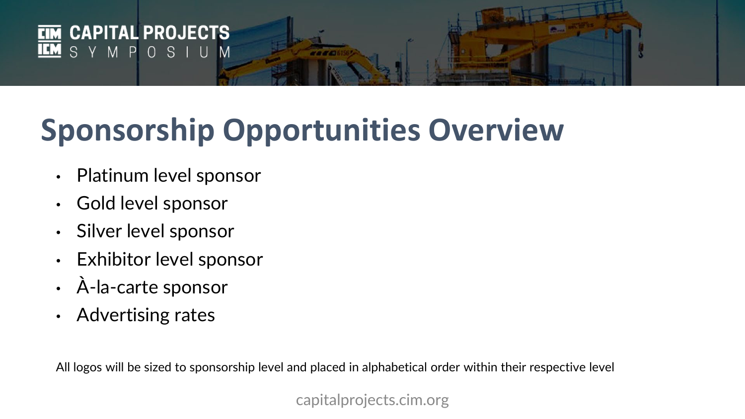# Sponsorship Opportunities Overview

- Platinum level sponsor
- Gold level sponsor
- Silver level sponsor
- Exhibitor level sponsor
- À-la-carte sponsor
- Advertising rates

All logos will be sized to sponsorship level and placed in alphabetical order within their respective level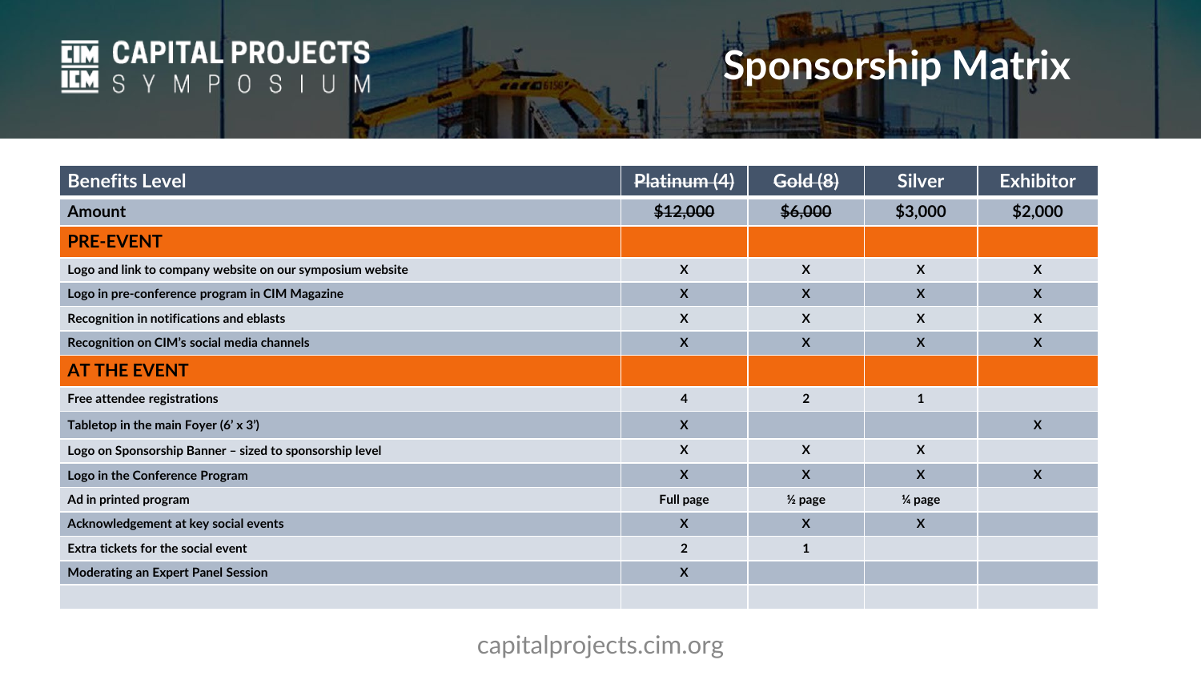# CIM ICM CAPITAL PROJECTS SYMPOSIUM

# Sponsorship Matrix

| Benefits Level | ~~Platinum (4)~~ | ~~Gold (8)~~ | Silver | Exhibitor |
|---|---|---|---|---|
| Amount | ~~$12,000~~ | ~~$6,000~~ | $3,000 | $2,000 |
| **PRE-EVENT** | | | | |
| Logo and link to company website on our symposium website | X | X | X | X |
| Logo in pre-conference program in CIM Magazine | X | X | X | X |
| Recognition in notifications and eblasts | X | X | X | X |
| Recognition on CIM's social media channels | X | X | X | X |
| **AT THE EVENT** | | | | |
| Free attendee registrations | 4 | 2 | 1 | |
| Tabletop in the main Foyer (6' x 3') | X | | | X |
| Logo on Sponsorship Banner – sized to sponsorship level | X | X | X | |
| Logo in the Conference Program | X | X | X | X |
| Ad in printed program | Full page | ½ page | ¼ page | |
| Acknowledgement at key social events | X | X | X | |
| Extra tickets for the social event | 2 | 1 | | |
| Moderating an Expert Panel Session | X | | | |
| | | | | |

capitalprojects.cim.org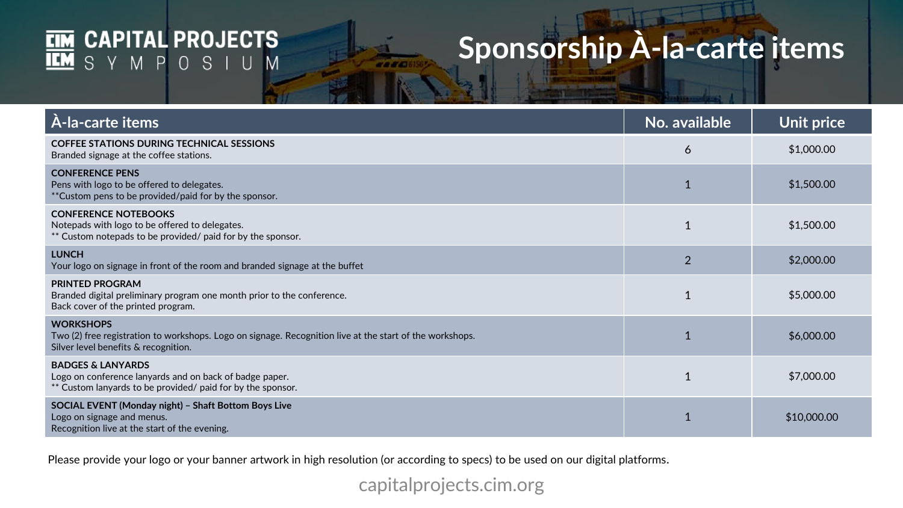# CAPITAL PROJECTS SYMPOSIUM

## Sponsorship À-la-carte items

| À-la-carte items | No. available | Unit price |
|---|---|---|
| **COFFEE STATIONS DURING TECHNICAL SESSIONS**<br>Branded signage at the coffee stations. | 6 | $1,000.00 |
| **CONFERENCE PENS**<br>Pens with logo to be offered to delegates.<br>**Custom pens to be provided/paid for by the sponsor. | 1 | $1,500.00 |
| **CONFERENCE NOTEBOOKS**<br>Notepads with logo to be offered to delegates.<br>** Custom notepads to be provided/ paid for by the sponsor. | 1 | $1,500.00 |
| **LUNCH**<br>Your logo on signage in front of the room and branded signage at the buffet | 2 | $2,000.00 |
| **PRINTED PROGRAM**<br>Branded digital preliminary program one month prior to the conference.<br>Back cover of the printed program. | 1 | $5,000.00 |
| **WORKSHOPS**<br>Two (2) free registration to workshops. Logo on signage. Recognition live at the start of the workshops.<br>Silver level benefits & recognition. | 1 | $6,000.00 |
| **BADGES & LANYARDS**<br>Logo on conference lanyards and on back of badge paper.<br>** Custom lanyards to be provided/ paid for by the sponsor. | 1 | $7,000.00 |
| **SOCIAL EVENT (Monday night) – Shaft Bottom Boys Live**<br>Logo on signage and menus.<br>Recognition live at the start of the evening. | 1 | $10,000.00 |

Please provide your logo or your banner artwork in high resolution (or according to specs) to be used on our digital platforms.

capitalprojects.cim.org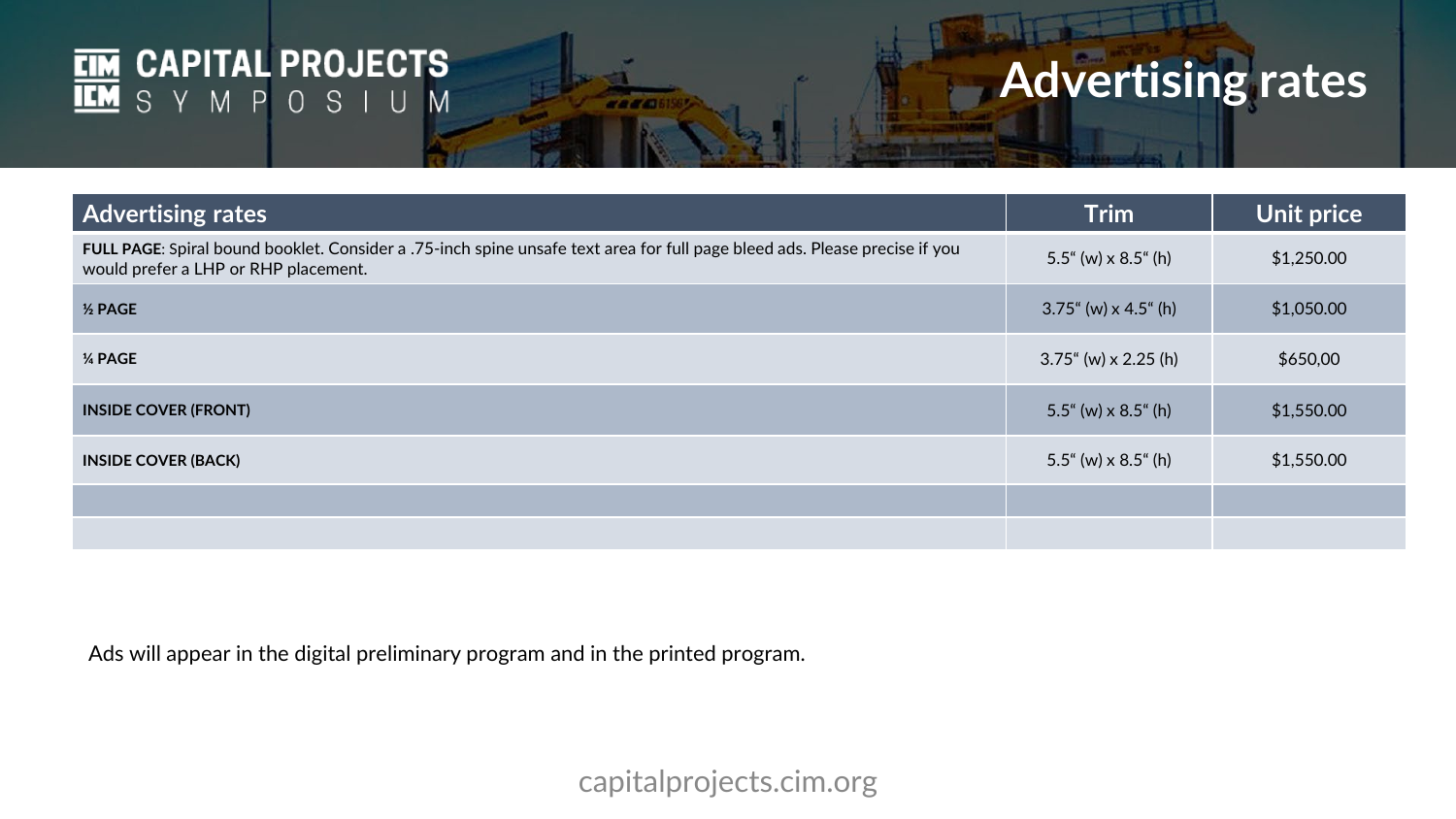# Advertising rates

| Advertising rates | Trim | Unit price |
| --- | --- | --- |
| **FULL PAGE**: Spiral bound booklet. Consider a .75-inch spine unsafe text area for full page bleed ads. Please precise if you would prefer a LHP or RHP placement. | 5.5" (w) x 8.5" (h) | $1,250.00 |
| **½ PAGE** | 3.75" (w) x 4.5" (h) | $1,050.00 |
| **¼ PAGE** | 3.75" (w) x 2.25 (h) | $650,00 |
| **INSIDE COVER (FRONT)** | 5.5" (w) x 8.5" (h) | $1,550.00 |
| **INSIDE COVER (BACK)** | 5.5" (w) x 8.5" (h) | $1,550.00 |
| | | |
| | | |

Ads will appear in the digital preliminary program and in the printed program.

capitalprojects.cim.org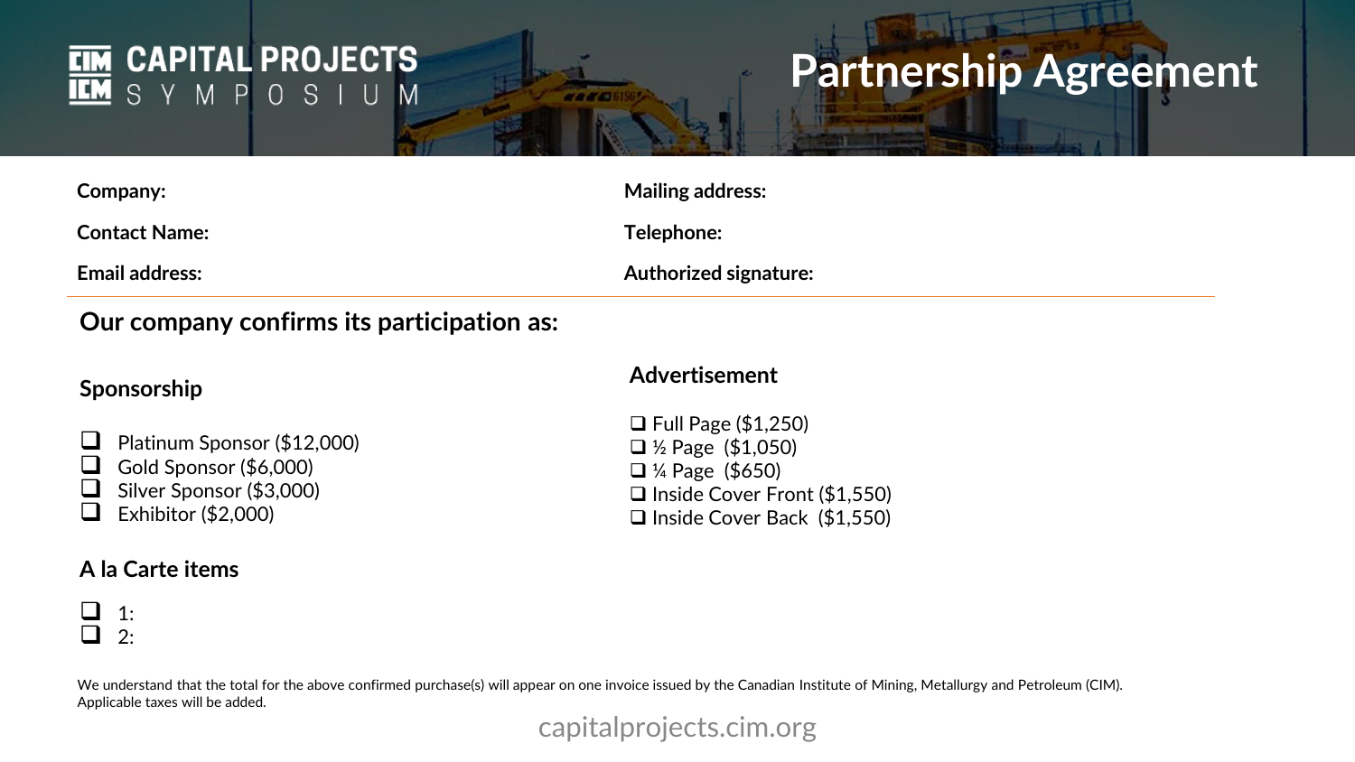CIM ICM CAPITAL PROJECTS SYMPOSIUM

# Partnership Agreement

**Company:**

**Contact Name:**

**Email address:**

**Mailing address:**

**Telephone:**

**Authorized signature:**

---

## Our company confirms its participation as:

### Sponsorship

- ❑ Platinum Sponsor ($12,000)
- ❑ Gold Sponsor ($6,000)
- ❑ Silver Sponsor ($3,000)
- ❑ Exhibitor ($2,000)

### A la Carte items

- ❑ 1:
- ❑ 2:

### Advertisement

- ❑ Full Page ($1,250)
- ❑ ½ Page ($1,050)
- ❑ ¼ Page ($650)
- ❑ Inside Cover Front ($1,550)
- ❑ Inside Cover Back ($1,550)

We understand that the total for the above confirmed purchase(s) will appear on one invoice issued by the Canadian Institute of Mining, Metallurgy and Petroleum (CIM). Applicable taxes will be added.

capitalprojects.cim.org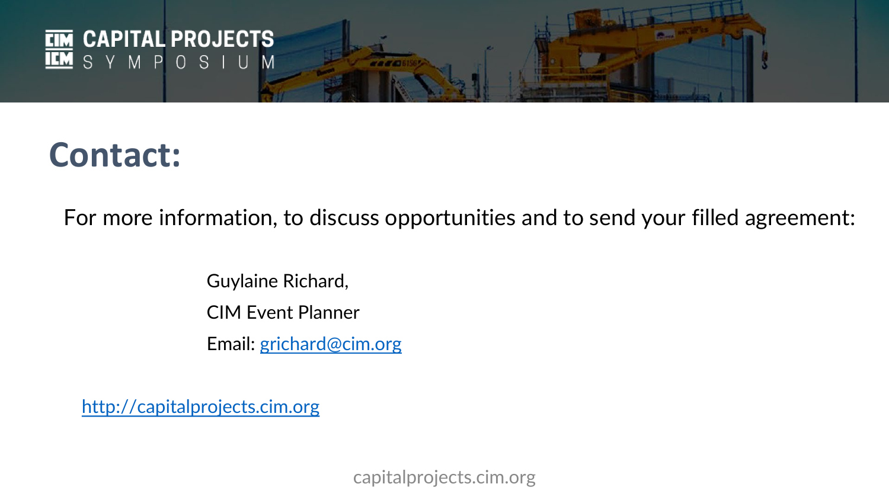## Contact:

For more information, to discuss opportunities and to send your filled agreement:

Guylaine Richard,

CIM Event Planner

Email: grichard@cim.org

http://capitalprojects.cim.org